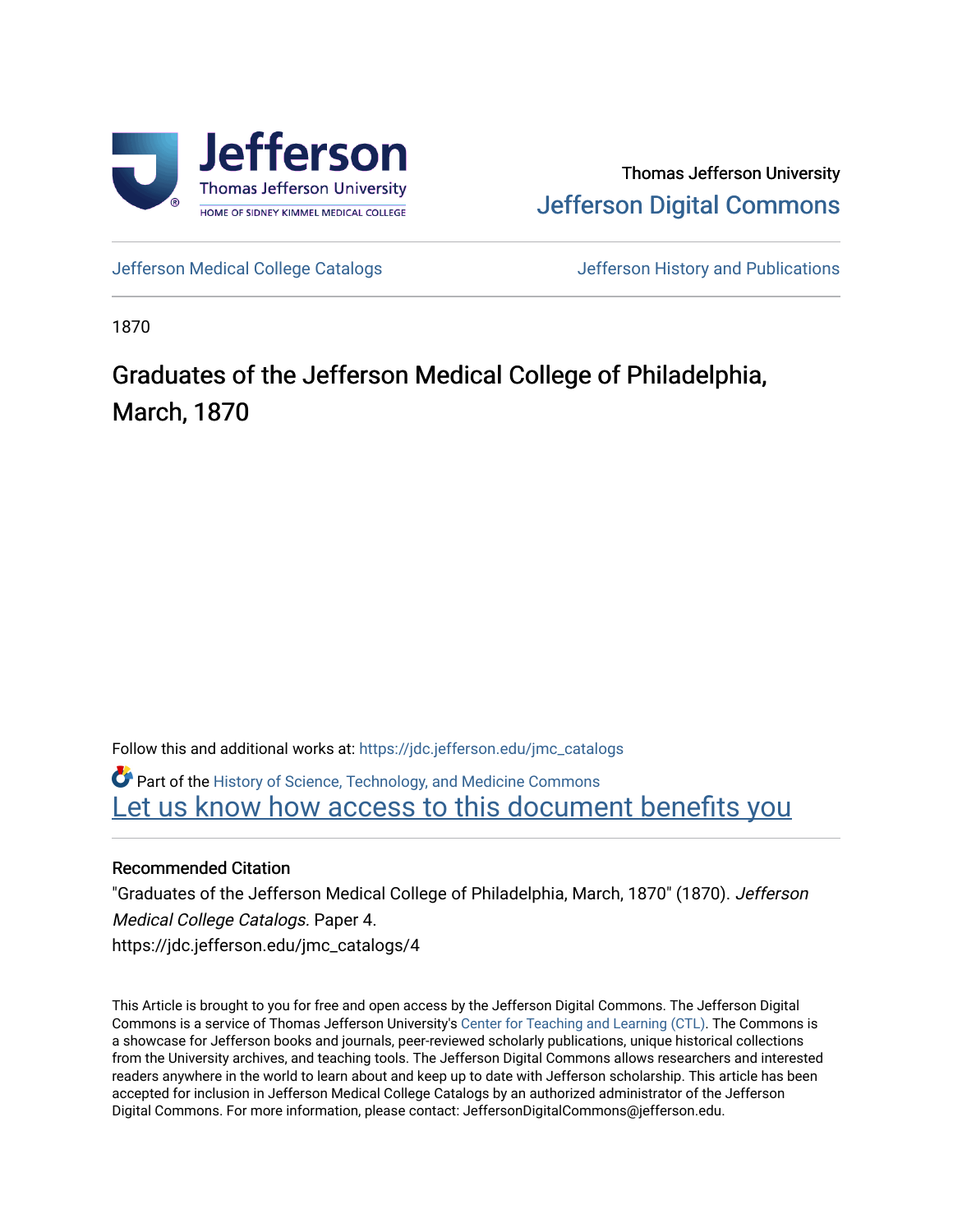Thomas Jefferson University

Jefferson Digital Commons

Jefferson Medical College Catalogs

Jefferson History and Publications

1870

# Graduates of the Jefferson Medical College of Philadelphia, March, 1870

Follow this and additional works at: https://jdc.jefferson.edu/jmc_catalogs

Part of the History of Science, Technology, and Medicine Commons

Let us know how access to this document benefits you

## Recommended Citation

"Graduates of the Jefferson Medical College of Philadelphia, March, 1870" (1870). *Jefferson Medical College Catalogs.* Paper 4.

https://jdc.jefferson.edu/jmc_catalogs/4

This Article is brought to you for free and open access by the Jefferson Digital Commons. The Jefferson Digital Commons is a service of Thomas Jefferson University's Center for Teaching and Learning (CTL). The Commons is a showcase for Jefferson books and journals, peer-reviewed scholarly publications, unique historical collections from the University archives, and teaching tools. The Jefferson Digital Commons allows researchers and interested readers anywhere in the world to learn about and keep up to date with Jefferson scholarship. This article has been accepted for inclusion in Jefferson Medical College Catalogs by an authorized administrator of the Jefferson Digital Commons. For more information, please contact: JeffersonDigitalCommons@jefferson.edu.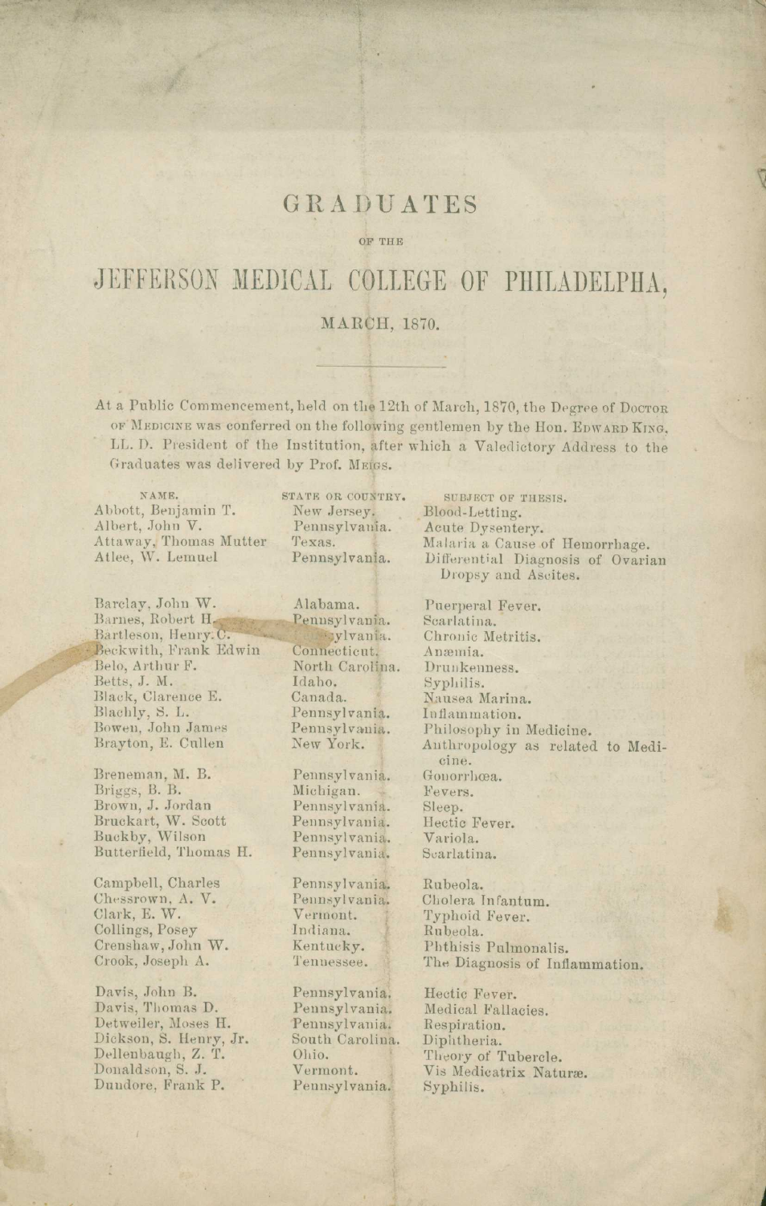# GRADUATES

OF THE

# JEFFERSON MEDICAL COLLEGE OF PHILADELPHA,

MARCH, 1870.

---

At a Public Commencement, held on the 12th of March, 1870, the Degree of DOCTOR OF MEDICINE was conferred on the following gentlemen by the Hon. EDWARD KING, LL. D. President of the Institution, after which a Valedictory Address to the Graduates was delivered by Prof. MEIGS.

| NAME. | STATE OR COUNTRY. | SUBJECT OF THESIS. |
|---|---|---|
| Abbott, Benjamin T. | New Jersey. | Blood-Letting. |
| Albert, John V. | Pennsylvania. | Acute Dysentery. |
| Attaway, Thomas Mutter | Texas. | Malaria a Cause of Hemorrhage. |
| Atlee, W. Lemuel | Pennsylvania. | Differential Diagnosis of Ovarian Dropsy and Ascites. |
| | | |
| Barclay, John W. | Alabama. | Puerperal Fever. |
| Barnes, Robert H. | Pennsylvania. | Scarlatina. |
| Bartleson, Henry C. | Pennsylvania. | Chronic Metritis. |
| Beckwith, Frank Edwin | Connecticut. | Anæmia. |
| Belo, Arthur F. | North Carolina. | Drunkenness. |
| Betts, J. M. | Idaho. | Syphilis. |
| Black, Clarence E. | Canada. | Nausea Marina. |
| Blachly, S. L. | Pennsylvania. | Inflammation. |
| Bowen, John James | Pennsylvania. | Philosophy in Medicine. |
| Brayton, E. Cullen | New York. | Anthropology as related to Medicine. |
| Breneman, M. B. | Pennsylvania. | Gonorrhœa. |
| Briggs, B. B. | Michigan. | Fevers. |
| Brown, J. Jordan | Pennsylvania. | Sleep. |
| Bruckart, W. Scott | Pennsylvania. | Hectic Fever. |
| Buckby, Wilson | Pennsylvania. | Variola. |
| Butterfield, Thomas H. | Pennsylvania. | Scarlatina. |
| | | |
| Campbell, Charles | Pennsylvania. | Rubeola. |
| Chessrown, A. V. | Pennsylvania. | Cholera Infantum. |
| Clark, E. W. | Vermont. | Typhoid Fever. |
| Collings, Posey | Indiana. | Rubeola. |
| Crenshaw, John W. | Kentucky. | Phthisis Pulmonalis. |
| Crook, Joseph A. | Tennessee. | The Diagnosis of Inflammation. |
| | | |
| Davis, John B. | Pennsylvania. | Hectic Fever. |
| Davis, Thomas D. | Pennsylvania. | Medical Fallacies. |
| Detweiler, Moses H. | Pennsylvania. | Respiration. |
| Dickson, S. Henry, Jr. | South Carolina. | Diphtheria. |
| Dellenbaugh, Z. T. | Ohio. | Theory of Tubercle. |
| Donaldson, S. J. | Vermont. | Vis Medicatrix Naturæ. |
| Dundore, Frank P. | Pennsylvania. | Syphilis. |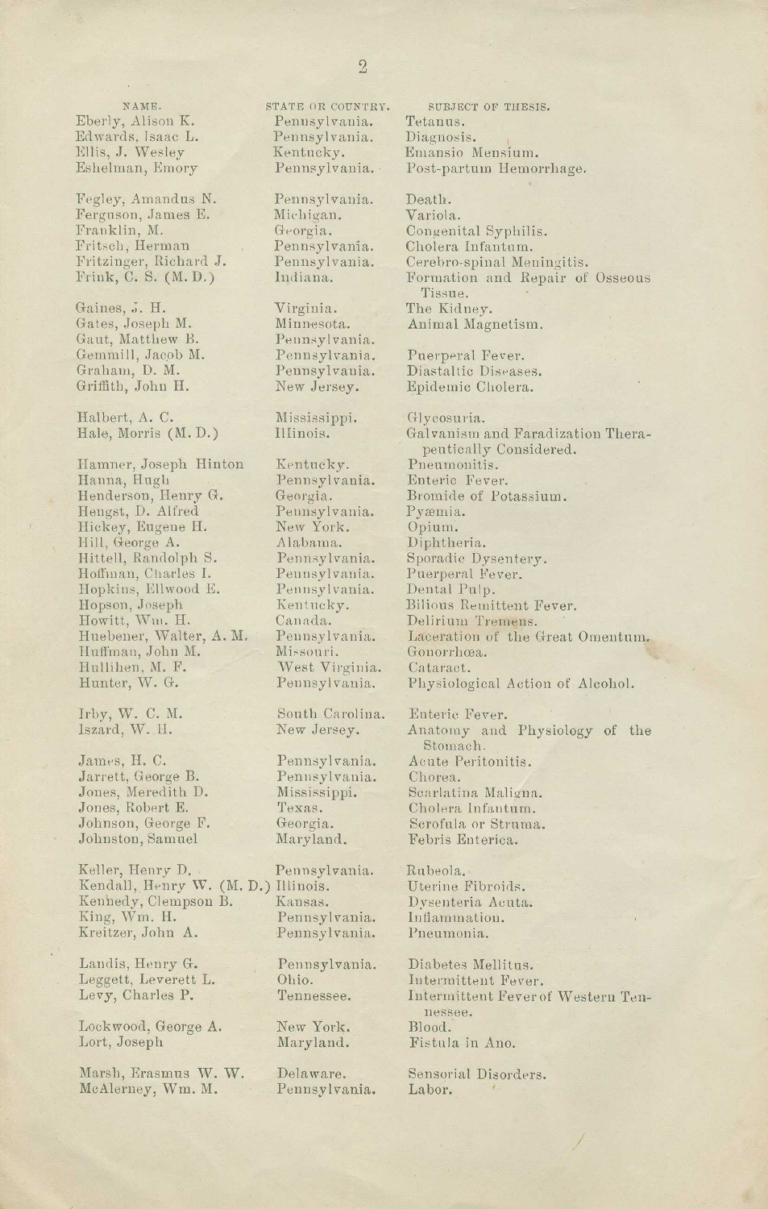| NAME. | STATE OR COUNTRY. | SUBJECT OF THESIS. |
|---|---|---|
| Eberly, Alison K. | Pennsylvania. | Tetanus. |
| Edwards, Isaac L. | Pennsylvania. | Diagnosis. |
| Ellis, J. Wesley | Kentucky. | Emansio Mensium. |
| Eshelman, Emory | Pennsylvania. | Post-partum Hemorrhage. |
| Fegley, Amandus N. | Pennsylvania. | Death. |
| Ferguson, James E. | Michigan. | Variola. |
| Franklin, M. | Georgia. | Congenital Syphilis. |
| Fritsch, Herman | Pennsylvania. | Cholera Infantum. |
| Fritzinger, Richard J. | Pennsylvania. | Cerebro-spinal Meningitis. |
| Frink, C. S. (M. D.) | Indiana. | Formation and Repair of Osseous Tissue. |
| Gaines, J. H. | Virginia. | The Kidney. |
| Gates, Joseph M. | Minnesota. | Animal Magnetism. |
| Gaut, Matthew B. | Pennsylvania. | |
| Gemmill, Jacob M. | Pennsylvania. | Puerperal Fever. |
| Graham, D. M. | Pennsylvania. | Diastaltic Diseases. |
| Griffith, John H. | New Jersey. | Epidemic Cholera. |
| Halbert, A. C. | Mississippi. | Glycosuria. |
| Hale, Morris (M. D.) | Illinois. | Galvanism and Faradization Therapeutically Considered. |
| Hamner, Joseph Hinton | Kentucky. | Pneumonitis. |
| Hanna, Hugh | Pennsylvania. | Enteric Fever. |
| Henderson, Henry G. | Georgia. | Bromide of Potassium. |
| Hengst, D. Alfred | Pennsylvania. | Pyæmia. |
| Hickey, Eugene H. | New York. | Opium. |
| Hill, George A. | Alabama. | Diphtheria. |
| Hittell, Randolph S. | Pennsylvania. | Sporadic Dysentery. |
| Hoffman, Charles I. | Pennsylvania. | Puerperal Fever. |
| Hopkins, Ellwood E. | Pennsylvania. | Dental Pulp. |
| Hopson, Joseph | Kentucky. | Bilious Remittent Fever. |
| Howitt, Wm. H. | Canada. | Delirium Tremens. |
| Huebener, Walter, A. M. | Pennsylvania. | Laceration of the Great Omentum. |
| Huffman, John M. | Missouri. | Gonorrhœa. |
| Hullihen, M. F. | West Virginia. | Cataract. |
| Hunter, W. G. | Pennsylvania. | Physiological Action of Alcohol. |
| Irby, W. C. M. | South Carolina. | Enteric Fever. |
| Iszard, W. H. | New Jersey. | Anatomy and Physiology of the Stomach. |
| James, H. C. | Pennsylvania. | Acute Peritonitis. |
| Jarrett, George B. | Pennsylvania. | Chorea. |
| Jones, Meredith D. | Mississippi. | Scarlatina Maligna. |
| Jones, Robert E. | Texas. | Cholera Infantum. |
| Johnson, George F. | Georgia. | Scrofula or Struma. |
| Johnston, Samuel | Maryland. | Febris Enterica. |
| Keller, Henry D. | Pennsylvania. | Rubeola. |
| Kendall, Henry W. (M. D.) | Illinois. | Uterine Fibroids. |
| Kennedy, Clempson B. | Kansas. | Dysenteria Acuta. |
| King, Wm. H. | Pennsylvania. | Inflammation. |
| Kreitzer, John A. | Pennsylvania. | Pneumonia. |
| Landis, Henry G. | Pennsylvania. | Diabetes Mellitus. |
| Leggett, Leverett L. | Ohio. | Intermittent Fever. |
| Levy, Charles P. | Tennessee. | Intermittent Fever of Western Tennessee. |
| Lockwood, George A. | New York. | Blood. |
| Lort, Joseph | Maryland. | Fistula in Ano. |
| Marsh, Erasmus W. W. | Delaware. | Sensorial Disorders. |
| McAlerney, Wm. M. | Pennsylvania. | Labor. |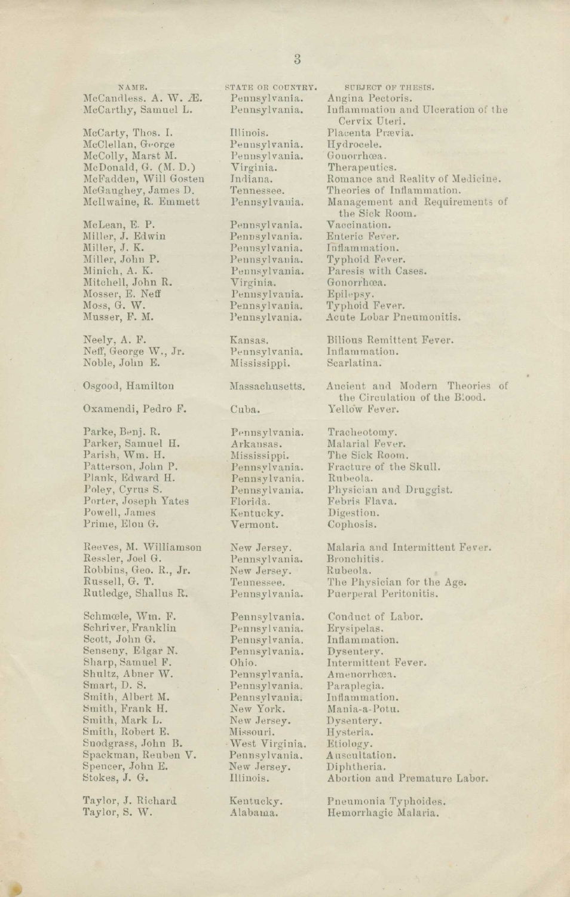| NAME. | STATE OR COUNTRY. | SUBJECT OF THESIS. |
|---|---|---|
| McCandless. A. W. Æ. | Pennsylvania. | Angina Pectoris. |
| McCarthy, Samuel L. | Pennsylvania. | Inflammation and Ulceration of the Cervix Uteri. |
| McCarty, Thos. I. | Illinois. | Placenta Prævia. |
| McClellan, George | Pennsylvania. | Hydrocele. |
| McColly, Marst M. | Pennsylvania. | Gonorrhœa. |
| McDonald, G. (M. D.) | Virginia. | Therapeutics. |
| McFadden, Will Gosten | Indiana. | Romance and Reality of Medicine. |
| McGaughey, James D. | Tennessee. | Theories of Inflammation. |
| McIlwaine, R. Emmett | Pennsylvania. | Management and Requirements of the Sick Room. |
| McLean, E. P. | Pennsylvania. | Vaccination. |
| Miller, J. Edwin | Pennsylvania. | Enteric Fever. |
| Miller, J. K. | Pennsylvania. | Inflammation. |
| Miller, John P. | Pennsylvania. | Typhoid Fever. |
| Minich, A. K. | Pennsylvania. | Paresis with Cases. |
| Mitchell, John R. | Virginia. | Gonorrhœa. |
| Mosser, E. Neff | Pennsylvania. | Epilepsy. |
| Moss, G. W. | Pennsylvania. | Typhoid Fever. |
| Musser, F. M. | Pennsylvania. | Acute Lobar Pneumonitis. |
| Neely, A. F. | Kansas. | Bilious Remittent Fever. |
| Neff, George W., Jr. | Pennsylvania. | Inflammation. |
| Noble, John E. | Mississippi. | Scarlatina. |
| Osgood, Hamilton | Massachusetts. | Ancient and Modern Theories of the Circulation of the Blood. |
| Oxamendi, Pedro F. | Cuba. | Yellow Fever. |
| Parke, Benj. R. | Pennsylvania. | Tracheotomy. |
| Parker, Samuel H. | Arkansas. | Malarial Fever. |
| Parish, Wm. H. | Mississippi. | The Sick Room. |
| Patterson, John P. | Pennsylvania. | Fracture of the Skull. |
| Plank, Edward H. | Pennsylvania. | Rubeola. |
| Poley, Cyrus S. | Pennsylvania. | Physician and Druggist. |
| Porter, Joseph Yates | Florida. | Febris Flava. |
| Powell, James | Kentucky. | Digestion. |
| Prime, Elon G. | Vermont. | Cophosis. |
| Reeves, M. Williamson | New Jersey. | Malaria and Intermittent Fever. |
| Ressler, Joel G. | Pennsylvania. | Bronchitis. |
| Robbins, Geo. R., Jr. | New Jersey. | Rubeola. |
| Russell, G. T. | Tennessee. | The Physician for the Age. |
| Rutledge, Shallus R. | Pennsylvania. | Puerperal Peritonitis. |
| Schmœle, Wm. F. | Pennsylvania. | Conduct of Labor. |
| Schriver, Franklin | Pennsylvania. | Erysipelas. |
| Scott, John G. | Pennsylvania. | Inflammation. |
| Senseny, Edgar N. | Pennsylvania. | Dysentery. |
| Sharp, Samuel F. | Ohio. | Intermittent Fever. |
| Shultz, Abner W. | Pennsylvania. | Amenorrhœa. |
| Smart, D. S. | Pennsylvania. | Paraplegia. |
| Smith, Albert M. | Pennsylvania. | Inflammation. |
| Smith, Frank H. | New York. | Mania-a-Potu. |
| Smith, Mark L. | New Jersey. | Dysentery. |
| Smith, Robert E. | Missouri. | Hysteria. |
| Snodgrass, John B. | West Virginia. | Etiology. |
| Spackman, Reuben V. | Pennsylvania. | Auscultation. |
| Spencer, John E. | New Jersey. | Diphtheria. |
| Stokes, J. G. | Illinois. | Abortion and Premature Labor. |
| Taylor, J. Richard | Kentucky. | Pneumonia Typhoides. |
| Taylor, S. W. | Alabama. | Hemorrhagic Malaria. |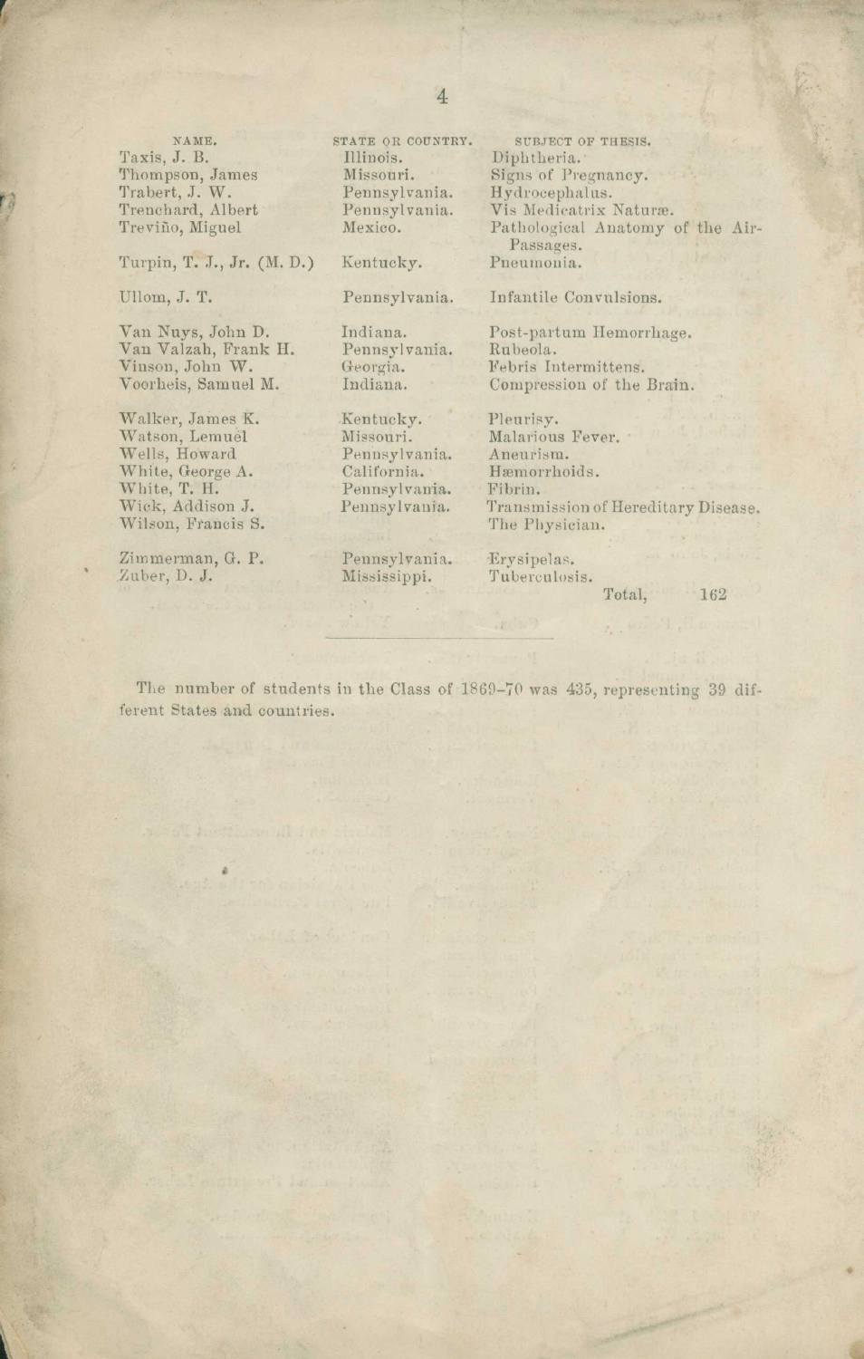| NAME. | STATE OR COUNTRY. | SUBJECT OF THESIS. |
|---|---|---|
| Taxis, J. B. | Illinois. | Diphtheria. |
| Thompson, James | Missouri. | Signs of Pregnancy. |
| Trabert, J. W. | Pennsylvania. | Hydrocephalus. |
| Trenchard, Albert | Pennsylvania. | Vis Medicatrix Naturæ. |
| Treviño, Miguel | Mexico. | Pathological Anatomy of the Air-Passages. |
| Turpin, T. J., Jr. (M. D.) | Kentucky. | Pneumonia. |
| Ullom, J. T. | Pennsylvania. | Infantile Convulsions. |
| Van Nuys, John D. | Indiana. | Post-partum Hemorrhage. |
| Van Valzah, Frank H. | Pennsylvania. | Rubeola. |
| Vinson, John W. | Georgia. | Febris Intermittens. |
| Voorheis, Samuel M. | Indiana. | Compression of the Brain. |
| Walker, James K. | Kentucky. | Pleurisy. |
| Watson, Lemuel | Missouri. | Malarious Fever. |
| Wells, Howard | Pennsylvania. | Aneurism. |
| White, George A. | California. | Hæmorrhoids. |
| White, T. H. | Pennsylvania. | Fibrin. |
| Wick, Addison J. | Pennsylvania. | Transmission of Hereditary Disease. |
| Wilson, Francis S. | | The Physician. |
| Zimmerman, G. P. | Pennsylvania. | Erysipelas. |
| Zuber, D. J. | Mississippi. | Tuberculosis. |
| | | Total, 162 |

The number of students in the Class of 1869–70 was 435, representing 39 different States and countries.